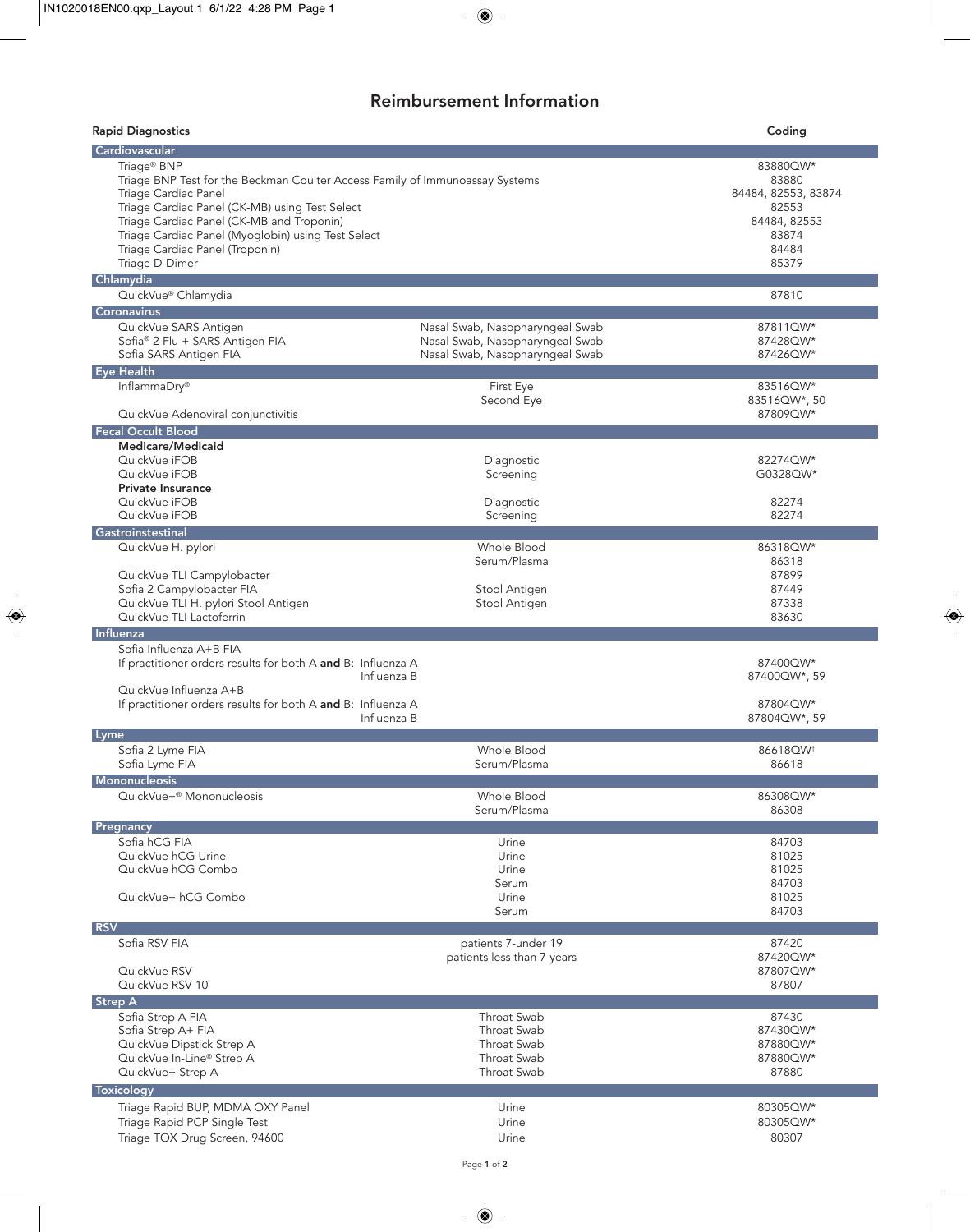# Reimbursement Information

| Rapid Diagnostics | | Coding |
|---|---|---|
| **Cardiovascular** | | |
| Triage® BNP | | 83880QW* |
| Triage BNP Test for the Beckman Coulter Access Family of Immunoassay Systems | | 83880 |
| Triage Cardiac Panel | | 84484, 82553, 83874 |
| Triage Cardiac Panel (CK-MB) using Test Select | | 82553 |
| Triage Cardiac Panel (CK-MB and Troponin) | | 84484, 82553 |
| Triage Cardiac Panel (Myoglobin) using Test Select | | 83874 |
| Triage Cardiac Panel (Troponin) | | 84484 |
| Triage D-Dimer | | 85379 |
| **Chlamydia** | | |
| QuickVue® Chlamydia | | 87810 |
| **Coronavirus** | | |
| QuickVue SARS Antigen | Nasal Swab, Nasopharyngeal Swab | 87811QW* |
| Sofia® 2 Flu + SARS Antigen FIA | Nasal Swab, Nasopharyngeal Swab | 87428QW* |
| Sofia SARS Antigen FIA | Nasal Swab, Nasopharyngeal Swab | 87426QW* |
| **Eye Health** | | |
| InflammaDry® | First Eye | 83516QW* |
| | Second Eye | 83516QW*, 50 |
| QuickVue Adenoviral conjunctivitis | | 87809QW* |
| **Fecal Occult Blood** | | |
| **Medicare/Medicaid** | | |
| QuickVue iFOB | Diagnostic | 82274QW* |
| QuickVue iFOB | Screening | G0328QW* |
| **Private Insurance** | | |
| QuickVue iFOB | Diagnostic | 82274 |
| QuickVue iFOB | Screening | 82274 |
| **Gastroinstestinal** | | |
| QuickVue H. pylori | Whole Blood | 86318QW* |
| | Serum/Plasma | 86318 |
| QuickVue TLI Campylobacter | | 87899 |
| Sofia 2 Campylobacter FIA | Stool Antigen | 87449 |
| QuickVue TLI H. pylori Stool Antigen | Stool Antigen | 87338 |
| QuickVue TLI Lactoferrin | | 83630 |
| **Influenza** | | |
| Sofia Influenza A+B FIA | | |
| If practitioner orders results for both A **and** B: Influenza A | | 87400QW* |
| Influenza B | | 87400QW*, 59 |
| QuickVue Influenza A+B | | |
| If practitioner orders results for both A **and** B: Influenza A | | 87804QW* |
| Influenza B | | 87804QW*, 59 |
| **Lyme** | | |
| Sofia 2 Lyme FIA | Whole Blood | 86618QW† |
| Sofia Lyme FIA | Serum/Plasma | 86618 |
| **Mononucleosis** | | |
| QuickVue+® Mononucleosis | Whole Blood | 86308QW* |
| | Serum/Plasma | 86308 |
| **Pregnancy** | | |
| Sofia hCG FIA | Urine | 84703 |
| QuickVue hCG Urine | Urine | 81025 |
| QuickVue hCG Combo | Urine | 81025 |
| | Serum | 84703 |
| QuickVue+ hCG Combo | Urine | 81025 |
| | Serum | 84703 |
| **RSV** | | |
| Sofia RSV FIA | patients 7-under 19 | 87420 |
| | patients less than 7 years | 87420QW* |
| QuickVue RSV | | 87807QW* |
| QuickVue RSV 10 | | 87807 |
| **Strep A** | | |
| Sofia Strep A FIA | Throat Swab | 87430 |
| Sofia Strep A+ FIA | Throat Swab | 87430QW* |
| QuickVue Dipstick Strep A | Throat Swab | 87880QW* |
| QuickVue In-Line® Strep A | Throat Swab | 87880QW* |
| QuickVue+ Strep A | Throat Swab | 87880 |
| **Toxicology** | | |
| Triage Rapid BUP, MDMA OXY Panel | Urine | 80305QW* |
| Triage Rapid PCP Single Test | Urine | 80305QW* |
| Triage TOX Drug Screen, 94600 | Urine | 80307 |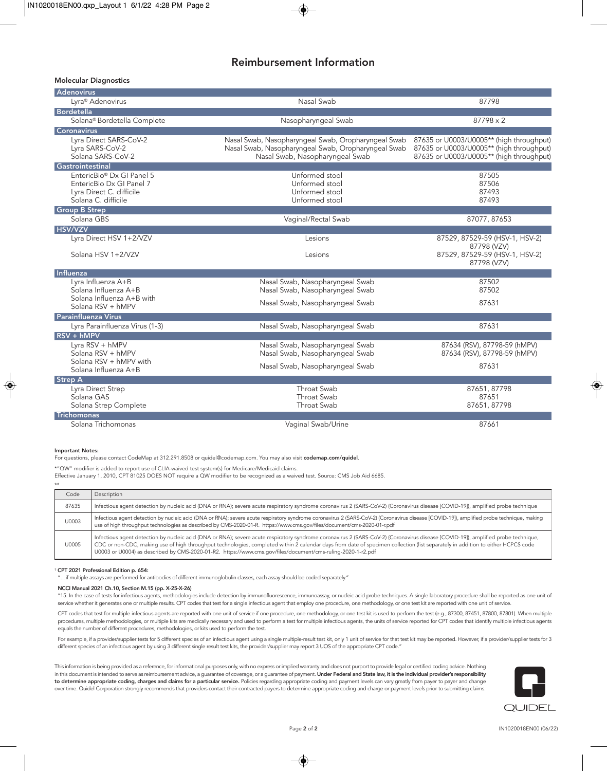# Reimbursement Information

**Molecular Diagnostics**

| | | |
|---|---|---|
| **Adenovirus** | | |
| Lyra® Adenovirus | Nasal Swab | 87798 |
| **Bordetella** | | |
| Solana® Bordetella Complete | Nasopharyngeal Swab | 87798 x 2 |
| **Coronavirus** | | |
| Lyra Direct SARS-CoV-2 | Nasal Swab, Nasopharyngeal Swab, Oropharyngeal Swab | 87635 or U0003/U0005** (high throughput) |
| Lyra SARS-CoV-2 | Nasal Swab, Nasopharyngeal Swab, Oropharyngeal Swab | 87635 or U0003/U0005** (high throughput) |
| Solana SARS-CoV-2 | Nasal Swab, Nasopharyngeal Swab | 87635 or U0003/U0005** (high throughput) |
| **Gastrointestinal** | | |
| EntericBio® Dx GI Panel 5 | Unformed stool | 87505 |
| EntericBio Dx GI Panel 7 | Unformed stool | 87506 |
| Lyra Direct C. difficile | Unformed stool | 87493 |
| Solana C. difficile | Unformed stool | 87493 |
| **Group B Strep** | | |
| Solana GBS | Vaginal/Rectal Swab | 87077, 87653 |
| **HSV/VZV** | | |
| Lyra Direct HSV 1+2/VZV | Lesions | 87529, 87529-59 (HSV-1, HSV-2) 87798 (VZV) |
| Solana HSV 1+2/VZV | Lesions | 87529, 87529-59 (HSV-1, HSV-2) 87798 (VZV) |
| **Influenza** | | |
| Lyra Influenza A+B | Nasal Swab, Nasopharyngeal Swab | 87502 |
| Solana Influenza A+B | Nasal Swab, Nasopharyngeal Swab | 87502 |
| Solana Influenza A+B with Solana RSV + hMPV | Nasal Swab, Nasopharyngeal Swab | 87631 |
| **Parainfluenza Virus** | | |
| Lyra Parainfluenza Virus (1-3) | Nasal Swab, Nasopharyngeal Swab | 87631 |
| **RSV + hMPV** | | |
| Lyra RSV + hMPV | Nasal Swab, Nasopharyngeal Swab | 87634 (RSV), 87798-59 (hMPV) |
| Solana RSV + hMPV | Nasal Swab, Nasopharyngeal Swab | 87634 (RSV), 87798-59 (hMPV) |
| Solana RSV + hMPV with Solana Influenza A+B | Nasal Swab, Nasopharyngeal Swab | 87631 |
| **Strep A** | | |
| Lyra Direct Strep | Throat Swab | 87651, 87798 |
| Solana GAS | Throat Swab | 87651 |
| Solana Strep Complete | Throat Swab | 87651, 87798 |
| **Trichomonas** | | |
| Solana Trichomonas | Vaginal Swab/Urine | 87661 |

**Important Notes:**

For questions, please contact CodeMap at 312.291.8508 or quidel@codemap.com. You may also visit **codemap.com/quidel**.

*"QW" modifier is added to report use of CLIA-waived test system(s) for Medicare/Medicaid claims.
Effective January 1, 2010, CPT 81025 DOES NOT require a QW modifier to be recognized as a waived test. Source: CMS Job Aid 6685.

**

| Code | Description |
|---|---|
| 87635 | Infectious agent detection by nucleic acid (DNA or RNA); severe acute respiratory syndrome coronavirus 2 (SARS-CoV-2) (Coronavirus disease [COVID-19]), amplified probe technique |
| U0003 | Infectious agent detection by nucleic acid (DNA or RNA); severe acute respiratory syndrome coronavirus 2 (SARS-CoV-2) (Coronavirus disease [COVID-19]), amplified probe technique, making use of high throughput technologies as described by CMS-2020-01-R. https://www.cms.gov/files/document/cms-2020-01-r.pdf |
| U0005 | Infectious agent detection by nucleic acid (DNA or RNA); severe acute respiratory syndrome coronavirus 2 (SARS-CoV-2) (Coronavirus disease [COVID-19]), amplified probe technique, CDC or non-CDC, making use of high throughput technologies, completed within 2 calendar days from date of specimen collection (list separately in addition to either HCPCS code U0003 or U0004) as described by CMS-2020-01-R2. https://www.cms.gov/files/document/cms-ruling-2020-1-r2.pdf |

† **CPT 2021 Professional Edition p. 654:**
"...if multiple assays are performed for antibodies of different immunoglobulin classes, each assay should be coded separately."

**NCCI Manual 2021 Ch.10, Section M.15 (pp. X-25-X-26)**

"15. In the case of tests for infectious agents, methodologies include detection by immunofluorescence, immunoassay, or nucleic acid probe techniques. A single laboratory procedure shall be reported as one unit of service whether it generates one or multiple results. CPT codes that test for a single infectious agent that employ one procedure, one methodology, or one test kit are reported with one unit of service.

CPT codes that test for multiple infectious agents are reported with one unit of service if one procedure, one methodology, or one test kit is used to perform the test (e.g., 87300, 87451, 87800, 87801). When multiple procedures, multiple methodologies, or multiple kits are medically necessary and used to perform a test for multiple infectious agents, the units of service reported for CPT codes that identify multiple infectious agents equals the number of different procedures, methodologies, or kits used to perform the test.

For example, if a provider/supplier tests for 5 different species of an infectious agent using a single multiple-result test kit, only 1 unit of service for that test kit may be reported. However, if a provider/supplier tests for 3 different species of an infectious agent by using 3 different single result test kits, the provider/supplier may report 3 UOS of the appropriate CPT code."

This information is being provided as a reference, for informational purposes only, with no express or implied warranty and does not purport to provide legal or certified coding advice. Nothing in this document is intended to serve as reimbursement advice, a guarantee of coverage, or a guarantee of payment. **Under Federal and State law, it is the individual provider's responsibility to determine appropriate coding, charges and claims for a particular service.** Policies regarding appropriate coding and payment levels can vary greatly from payer to payer and change over time. Quidel Corporation strongly recommends that providers contact their contracted payers to determine appropriate coding and charge or payment levels prior to submitting claims.

QUIDEL

IN1020018EN00 (06/22)